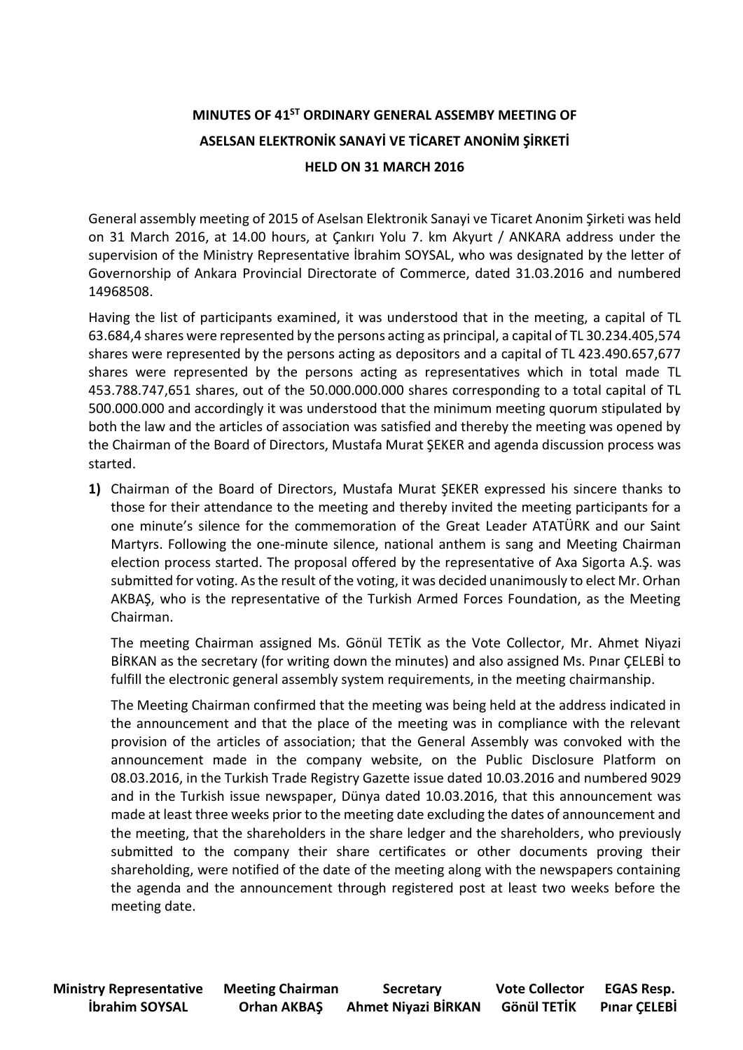# MINUTES OF 41ST ORDINARY GENERAL ASSEMBY MEETING OF ASELSAN ELEKTRONİK SANAYİ VE TİCARET ANONİM ŞİRKETİ HELD ON 31 MARCH 2016

General assembly meeting of 2015 of Aselsan Elektronik Sanayi ve Ticaret Anonim Şirketi was held on 31 March 2016, at 14.00 hours, at Çankırı Yolu 7. km Akyurt / ANKARA address under the supervision of the Ministry Representative İbrahim SOYSAL, who was designated by the letter of Governorship of Ankara Provincial Directorate of Commerce, dated 31.03.2016 and numbered 14968508.

Having the list of participants examined, it was understood that in the meeting, a capital of TL 63.684,4 shares were represented by the persons acting as principal, a capital of TL 30.234.405,574 shares were represented by the persons acting as depositors and a capital of TL 423.490.657,677 shares were represented by the persons acting as representatives which in total made TL 453.788.747,651 shares, out of the 50.000.000.000 shares corresponding to a total capital of TL 500.000.000 and accordingly it was understood that the minimum meeting quorum stipulated by both the law and the articles of association was satisfied and thereby the meeting was opened by the Chairman of the Board of Directors, Mustafa Murat ŞEKER and agenda discussion process was started.

**1)** Chairman of the Board of Directors, Mustafa Murat ŞEKER expressed his sincere thanks to those for their attendance to the meeting and thereby invited the meeting participants for a one minute's silence for the commemoration of the Great Leader ATATÜRK and our Saint Martyrs. Following the one-minute silence, national anthem is sang and Meeting Chairman election process started. The proposal offered by the representative of Axa Sigorta A.Ş. was submitted for voting. As the result of the voting, it was decided unanimously to elect Mr. Orhan AKBAŞ, who is the representative of the Turkish Armed Forces Foundation, as the Meeting Chairman.

The meeting Chairman assigned Ms. Gönül TETİK as the Vote Collector, Mr. Ahmet Niyazi BİRKAN as the secretary (for writing down the minutes) and also assigned Ms. Pınar ÇELEBİ to fulfill the electronic general assembly system requirements, in the meeting chairmanship.

The Meeting Chairman confirmed that the meeting was being held at the address indicated in the announcement and that the place of the meeting was in compliance with the relevant provision of the articles of association; that the General Assembly was convoked with the announcement made in the company website, on the Public Disclosure Platform on 08.03.2016, in the Turkish Trade Registry Gazette issue dated 10.03.2016 and numbered 9029 and in the Turkish issue newspaper, Dünya dated 10.03.2016, that this announcement was made at least three weeks prior to the meeting date excluding the dates of announcement and the meeting, that the shareholders in the share ledger and the shareholders, who previously submitted to the company their share certificates or other documents proving their shareholding, were notified of the date of the meeting along with the newspapers containing the agenda and the announcement through registered post at least two weeks before the meeting date.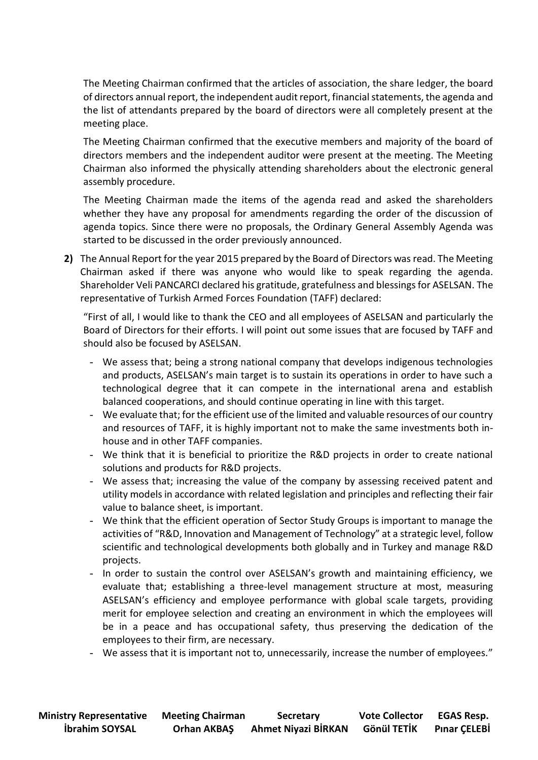The Meeting Chairman confirmed that the articles of association, the share ledger, the board of directors annual report, the independent audit report, financial statements, the agenda and the list of attendants prepared by the board of directors were all completely present at the meeting place.

The Meeting Chairman confirmed that the executive members and majority of the board of directors members and the independent auditor were present at the meeting. The Meeting Chairman also informed the physically attending shareholders about the electronic general assembly procedure.

The Meeting Chairman made the items of the agenda read and asked the shareholders whether they have any proposal for amendments regarding the order of the discussion of agenda topics. Since there were no proposals, the Ordinary General Assembly Agenda was started to be discussed in the order previously announced.

**2)** The Annual Report for the year 2015 prepared by the Board of Directors was read. The Meeting Chairman asked if there was anyone who would like to speak regarding the agenda. Shareholder Veli PANCARCI declared his gratitude, gratefulness and blessings for ASELSAN. The representative of Turkish Armed Forces Foundation (TAFF) declared:

"First of all, I would like to thank the CEO and all employees of ASELSAN and particularly the Board of Directors for their efforts. I will point out some issues that are focused by TAFF and should also be focused by ASELSAN.

- We assess that; being a strong national company that develops indigenous technologies and products, ASELSAN's main target is to sustain its operations in order to have such a technological degree that it can compete in the international arena and establish balanced cooperations, and should continue operating in line with this target.
- We evaluate that; for the efficient use of the limited and valuable resources of our country and resources of TAFF, it is highly important not to make the same investments both in-house and in other TAFF companies.
- We think that it is beneficial to prioritize the R&D projects in order to create national solutions and products for R&D projects.
- We assess that; increasing the value of the company by assessing received patent and utility models in accordance with related legislation and principles and reflecting their fair value to balance sheet, is important.
- We think that the efficient operation of Sector Study Groups is important to manage the activities of "R&D, Innovation and Management of Technology" at a strategic level, follow scientific and technological developments both globally and in Turkey and manage R&D projects.
- In order to sustain the control over ASELSAN's growth and maintaining efficiency, we evaluate that; establishing a three-level management structure at most, measuring ASELSAN's efficiency and employee performance with global scale targets, providing merit for employee selection and creating an environment in which the employees will be in a peace and has occupational safety, thus preserving the dedication of the employees to their firm, are necessary.
- We assess that it is important not to, unnecessarily, increase the number of employees."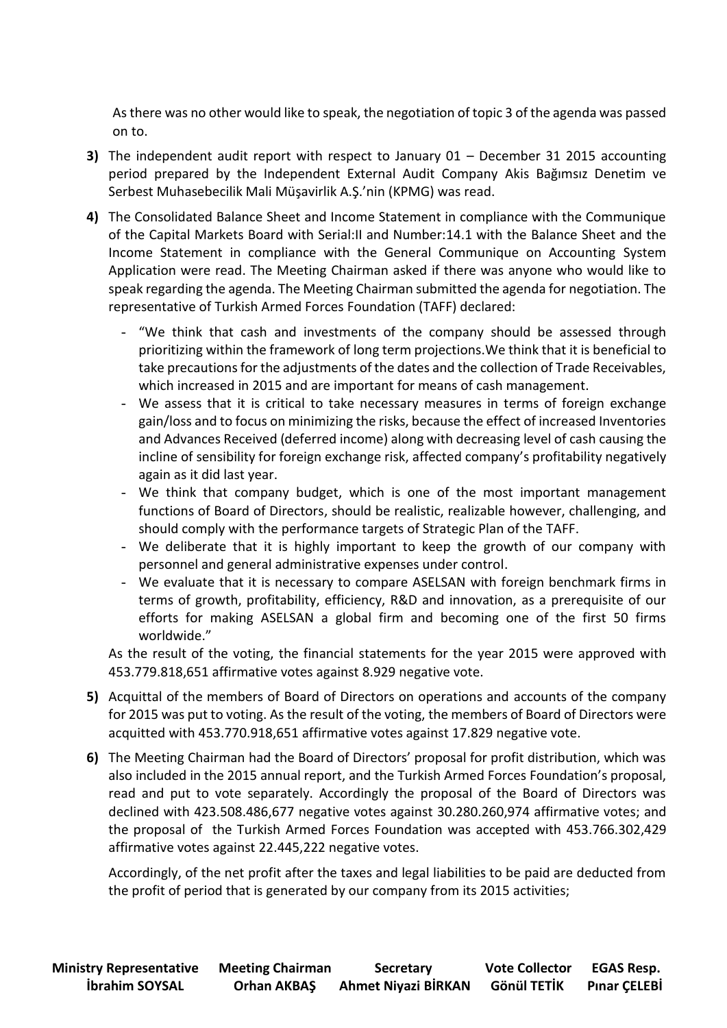As there was no other would like to speak, the negotiation of topic 3 of the agenda was passed on to.

**3)** The independent audit report with respect to January 01 – December 31 2015 accounting period prepared by the Independent External Audit Company Akis Bağımsız Denetim ve Serbest Muhasebecilik Mali Müşavirlik A.Ş.'nin (KPMG) was read.

**4)** The Consolidated Balance Sheet and Income Statement in compliance with the Communique of the Capital Markets Board with Serial:II and Number:14.1 with the Balance Sheet and the Income Statement in compliance with the General Communique on Accounting System Application were read. The Meeting Chairman asked if there was anyone who would like to speak regarding the agenda. The Meeting Chairman submitted the agenda for negotiation. The representative of Turkish Armed Forces Foundation (TAFF) declared:

- "We think that cash and investments of the company should be assessed through prioritizing within the framework of long term projections.We think that it is beneficial to take precautions for the adjustments of the dates and the collection of Trade Receivables, which increased in 2015 and are important for means of cash management.
- We assess that it is critical to take necessary measures in terms of foreign exchange gain/loss and to focus on minimizing the risks, because the effect of increased Inventories and Advances Received (deferred income) along with decreasing level of cash causing the incline of sensibility for foreign exchange risk, affected company's profitability negatively again as it did last year.
- We think that company budget, which is one of the most important management functions of Board of Directors, should be realistic, realizable however, challenging, and should comply with the performance targets of Strategic Plan of the TAFF.
- We deliberate that it is highly important to keep the growth of our company with personnel and general administrative expenses under control.
- We evaluate that it is necessary to compare ASELSAN with foreign benchmark firms in terms of growth, profitability, efficiency, R&D and innovation, as a prerequisite of our efforts for making ASELSAN a global firm and becoming one of the first 50 firms worldwide."

As the result of the voting, the financial statements for the year 2015 were approved with 453.779.818,651 affirmative votes against 8.929 negative vote.

**5)** Acquittal of the members of Board of Directors on operations and accounts of the company for 2015 was put to voting. As the result of the voting, the members of Board of Directors were acquitted with 453.770.918,651 affirmative votes against 17.829 negative vote.

**6)** The Meeting Chairman had the Board of Directors' proposal for profit distribution, which was also included in the 2015 annual report, and the Turkish Armed Forces Foundation's proposal, read and put to vote separately. Accordingly the proposal of the Board of Directors was declined with 423.508.486,677 negative votes against 30.280.260,974 affirmative votes; and the proposal of the Turkish Armed Forces Foundation was accepted with 453.766.302,429 affirmative votes against 22.445,222 negative votes.

Accordingly, of the net profit after the taxes and legal liabilities to be paid are deducted from the profit of period that is generated by our company from its 2015 activities;

| Ministry Representative | Meeting Chairman | Secretary | Vote Collector | EGAS Resp. |
|---|---|---|---|---|
| İbrahim SOYSAL | Orhan AKBAŞ | Ahmet Niyazi BİRKAN | Gönül TETİK | Pınar ÇELEBİ |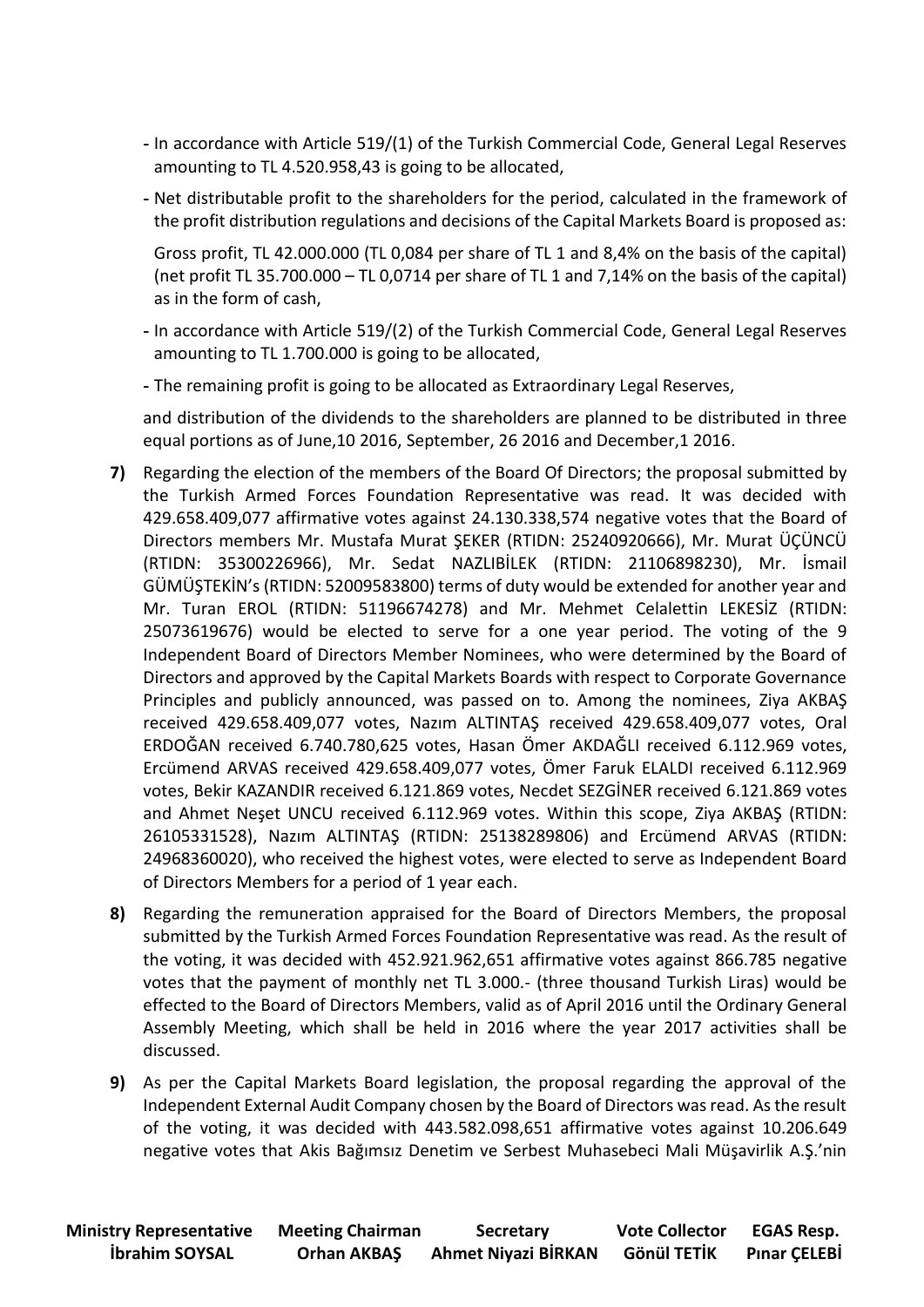- In accordance with Article 519/(1) of the Turkish Commercial Code, General Legal Reserves amounting to TL 4.520.958,43 is going to be allocated,

- Net distributable profit to the shareholders for the period, calculated in the framework of the profit distribution regulations and decisions of the Capital Markets Board is proposed as:

  Gross profit, TL 42.000.000 (TL 0,084 per share of TL 1 and 8,4% on the basis of the capital) (net profit TL 35.700.000 – TL 0,0714 per share of TL 1 and 7,14% on the basis of the capital) as in the form of cash,

- In accordance with Article 519/(2) of the Turkish Commercial Code, General Legal Reserves amounting to TL 1.700.000 is going to be allocated,

- The remaining profit is going to be allocated as Extraordinary Legal Reserves,

and distribution of the dividends to the shareholders are planned to be distributed in three equal portions as of June,10 2016, September, 26 2016 and December,1 2016.

**7)** Regarding the election of the members of the Board Of Directors; the proposal submitted by the Turkish Armed Forces Foundation Representative was read. It was decided with 429.658.409,077 affirmative votes against 24.130.338,574 negative votes that the Board of Directors members Mr. Mustafa Murat ŞEKER (RTIDN: 25240920666), Mr. Murat ÜÇÜNCÜ (RTIDN: 35300226966), Mr. Sedat NAZLIBİLEK (RTIDN: 21106898230), Mr. İsmail GÜMÜŞTEKİN's (RTIDN: 52009583800) terms of duty would be extended for another year and Mr. Turan EROL (RTIDN: 51196674278) and Mr. Mehmet Celalettin LEKESİZ (RTIDN: 25073619676) would be elected to serve for a one year period. The voting of the 9 Independent Board of Directors Member Nominees, who were determined by the Board of Directors and approved by the Capital Markets Boards with respect to Corporate Governance Principles and publicly announced, was passed on to. Among the nominees, Ziya AKBAŞ received 429.658.409,077 votes, Nazım ALTINTAŞ received 429.658.409,077 votes, Oral ERDOĞAN received 6.740.780,625 votes, Hasan Ömer AKDAĞLI received 6.112.969 votes, Ercümend ARVAS received 429.658.409,077 votes, Ömer Faruk ELALDI received 6.112.969 votes, Bekir KAZANDIR received 6.121.869 votes, Necdet SEZGİNER received 6.121.869 votes and Ahmet Neşet UNCU received 6.112.969 votes. Within this scope, Ziya AKBAŞ (RTIDN: 26105331528), Nazım ALTINTAŞ (RTIDN: 25138289806) and Ercümend ARVAS (RTIDN: 24968360020), who received the highest votes, were elected to serve as Independent Board of Directors Members for a period of 1 year each.

**8)** Regarding the remuneration appraised for the Board of Directors Members, the proposal submitted by the Turkish Armed Forces Foundation Representative was read. As the result of the voting, it was decided with 452.921.962,651 affirmative votes against 866.785 negative votes that the payment of monthly net TL 3.000.- (three thousand Turkish Liras) would be effected to the Board of Directors Members, valid as of April 2016 until the Ordinary General Assembly Meeting, which shall be held in 2016 where the year 2017 activities shall be discussed.

**9)** As per the Capital Markets Board legislation, the proposal regarding the approval of the Independent External Audit Company chosen by the Board of Directors was read. As the result of the voting, it was decided with 443.582.098,651 affirmative votes against 10.206.649 negative votes that Akis Bağımsız Denetim ve Serbest Muhasebeci Mali Müşavirlik A.Ş.'nin

| Ministry Representative | Meeting Chairman | Secretary | Vote Collector | EGAS Resp. |
|---|---|---|---|---|
| İbrahim SOYSAL | Orhan AKBAŞ | Ahmet Niyazi BİRKAN | Gönül TETİK | Pınar ÇELEBİ |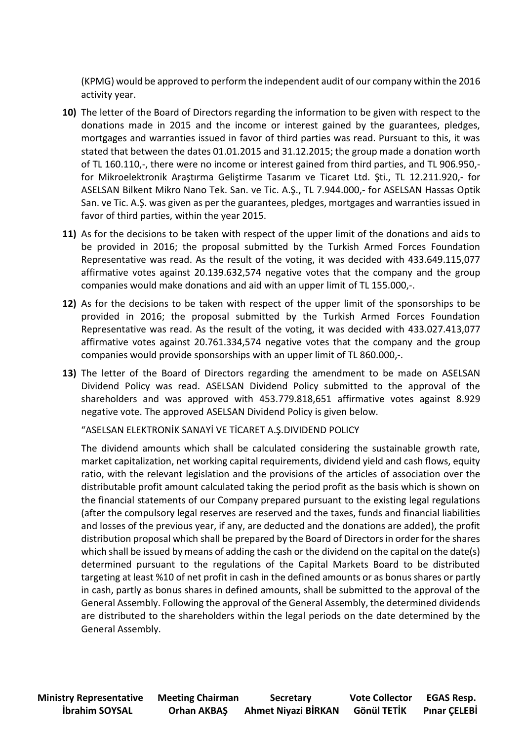(KPMG) would be approved to perform the independent audit of our company within the 2016 activity year.

**10)** The letter of the Board of Directors regarding the information to be given with respect to the donations made in 2015 and the income or interest gained by the guarantees, pledges, mortgages and warranties issued in favor of third parties was read. Pursuant to this, it was stated that between the dates 01.01.2015 and 31.12.2015; the group made a donation worth of TL 160.110,-, there were no income or interest gained from third parties, and TL 906.950,- for Mikroelektronik Araştırma Geliştirme Tasarım ve Ticaret Ltd. Şti., TL 12.211.920,- for ASELSAN Bilkent Mikro Nano Tek. San. ve Tic. A.Ş., TL 7.944.000,- for ASELSAN Hassas Optik San. ve Tic. A.Ş. was given as per the guarantees, pledges, mortgages and warranties issued in favor of third parties, within the year 2015.

**11)** As for the decisions to be taken with respect of the upper limit of the donations and aids to be provided in 2016; the proposal submitted by the Turkish Armed Forces Foundation Representative was read. As the result of the voting, it was decided with 433.649.115,077 affirmative votes against 20.139.632,574 negative votes that the company and the group companies would make donations and aid with an upper limit of TL 155.000,-.

**12)** As for the decisions to be taken with respect of the upper limit of the sponsorships to be provided in 2016; the proposal submitted by the Turkish Armed Forces Foundation Representative was read. As the result of the voting, it was decided with 433.027.413,077 affirmative votes against 20.761.334,574 negative votes that the company and the group companies would provide sponsorships with an upper limit of TL 860.000,-.

**13)** The letter of the Board of Directors regarding the amendment to be made on ASELSAN Dividend Policy was read. ASELSAN Dividend Policy submitted to the approval of the shareholders and was approved with 453.779.818,651 affirmative votes against 8.929 negative vote. The approved ASELSAN Dividend Policy is given below.

"ASELSAN ELEKTRONİK SANAYİ VE TİCARET A.Ş.DIVIDEND POLICY

The dividend amounts which shall be calculated considering the sustainable growth rate, market capitalization, net working capital requirements, dividend yield and cash flows, equity ratio, with the relevant legislation and the provisions of the articles of association over the distributable profit amount calculated taking the period profit as the basis which is shown on the financial statements of our Company prepared pursuant to the existing legal regulations (after the compulsory legal reserves are reserved and the taxes, funds and financial liabilities and losses of the previous year, if any, are deducted and the donations are added), the profit distribution proposal which shall be prepared by the Board of Directors in order for the shares which shall be issued by means of adding the cash or the dividend on the capital on the date(s) determined pursuant to the regulations of the Capital Markets Board to be distributed targeting at least %10 of net profit in cash in the defined amounts or as bonus shares or partly in cash, partly as bonus shares in defined amounts, shall be submitted to the approval of the General Assembly. Following the approval of the General Assembly, the determined dividends are distributed to the shareholders within the legal periods on the date determined by the General Assembly.

| Ministry Representative | Meeting Chairman | Secretary | Vote Collector | EGAS Resp. |
|---|---|---|---|---|
| İbrahim SOYSAL | Orhan AKBAŞ | Ahmet Niyazi BİRKAN | Gönül TETİK | Pınar ÇELEBİ |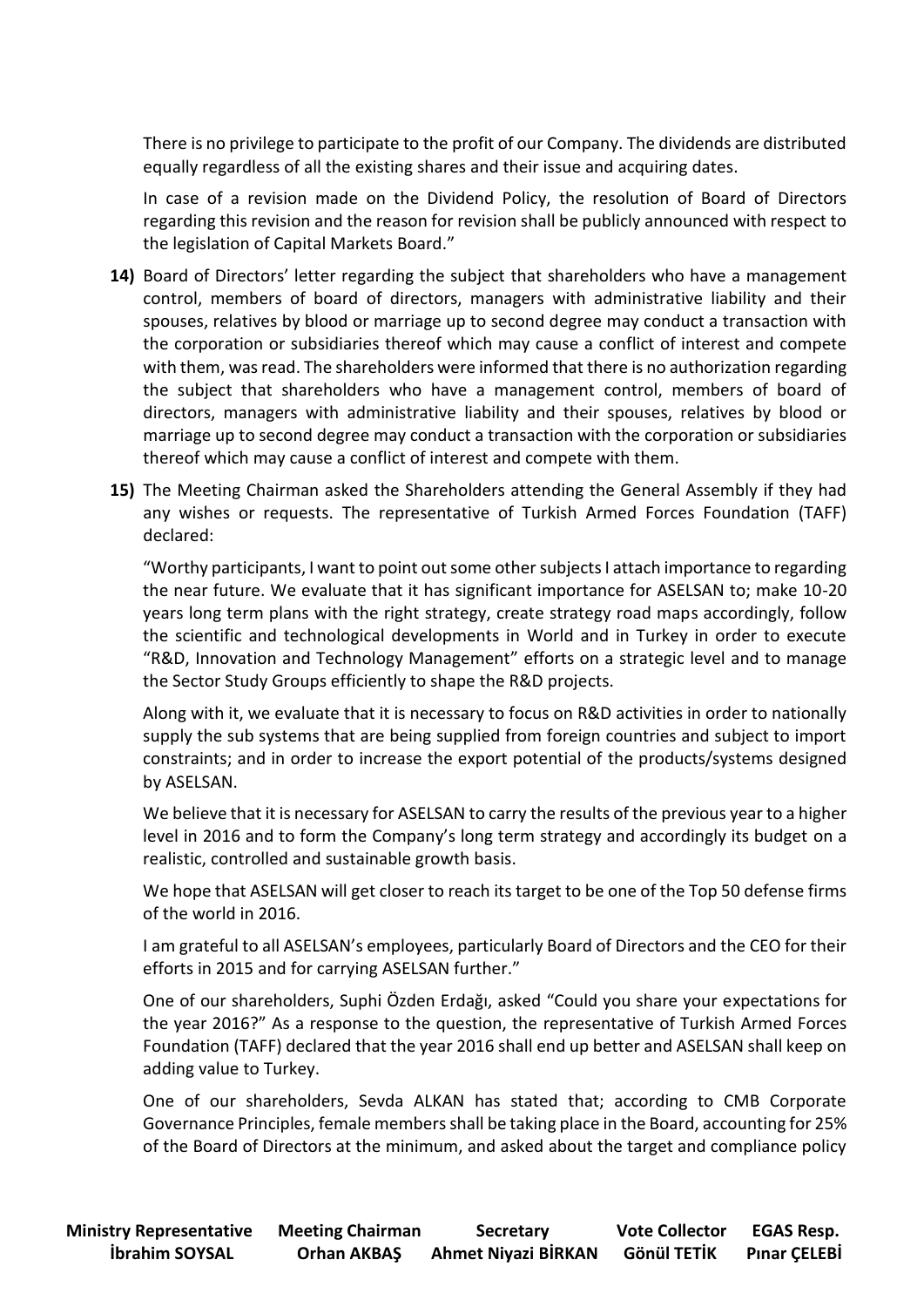There is no privilege to participate to the profit of our Company. The dividends are distributed equally regardless of all the existing shares and their issue and acquiring dates.

In case of a revision made on the Dividend Policy, the resolution of Board of Directors regarding this revision and the reason for revision shall be publicly announced with respect to the legislation of Capital Markets Board."

**14)** Board of Directors' letter regarding the subject that shareholders who have a management control, members of board of directors, managers with administrative liability and their spouses, relatives by blood or marriage up to second degree may conduct a transaction with the corporation or subsidiaries thereof which may cause a conflict of interest and compete with them, was read. The shareholders were informed that there is no authorization regarding the subject that shareholders who have a management control, members of board of directors, managers with administrative liability and their spouses, relatives by blood or marriage up to second degree may conduct a transaction with the corporation or subsidiaries thereof which may cause a conflict of interest and compete with them.

**15)** The Meeting Chairman asked the Shareholders attending the General Assembly if they had any wishes or requests. The representative of Turkish Armed Forces Foundation (TAFF) declared:

"Worthy participants, I want to point out some other subjects I attach importance to regarding the near future. We evaluate that it has significant importance for ASELSAN to; make 10-20 years long term plans with the right strategy, create strategy road maps accordingly, follow the scientific and technological developments in World and in Turkey in order to execute "R&D, Innovation and Technology Management" efforts on a strategic level and to manage the Sector Study Groups efficiently to shape the R&D projects.

Along with it, we evaluate that it is necessary to focus on R&D activities in order to nationally supply the sub systems that are being supplied from foreign countries and subject to import constraints; and in order to increase the export potential of the products/systems designed by ASELSAN.

We believe that it is necessary for ASELSAN to carry the results of the previous year to a higher level in 2016 and to form the Company's long term strategy and accordingly its budget on a realistic, controlled and sustainable growth basis.

We hope that ASELSAN will get closer to reach its target to be one of the Top 50 defense firms of the world in 2016.

I am grateful to all ASELSAN's employees, particularly Board of Directors and the CEO for their efforts in 2015 and for carrying ASELSAN further."

One of our shareholders, Suphi Özden Erdağı, asked "Could you share your expectations for the year 2016?" As a response to the question, the representative of Turkish Armed Forces Foundation (TAFF) declared that the year 2016 shall end up better and ASELSAN shall keep on adding value to Turkey.

One of our shareholders, Sevda ALKAN has stated that; according to CMB Corporate Governance Principles, female members shall be taking place in the Board, accounting for 25% of the Board of Directors at the minimum, and asked about the target and compliance policy

| Ministry Representative | Meeting Chairman | Secretary | Vote Collector | EGAS Resp. |
|---|---|---|---|---|
| İbrahim SOYSAL | Orhan AKBAŞ | Ahmet Niyazi BİRKAN | Gönül TETİK | Pınar ÇELEBİ |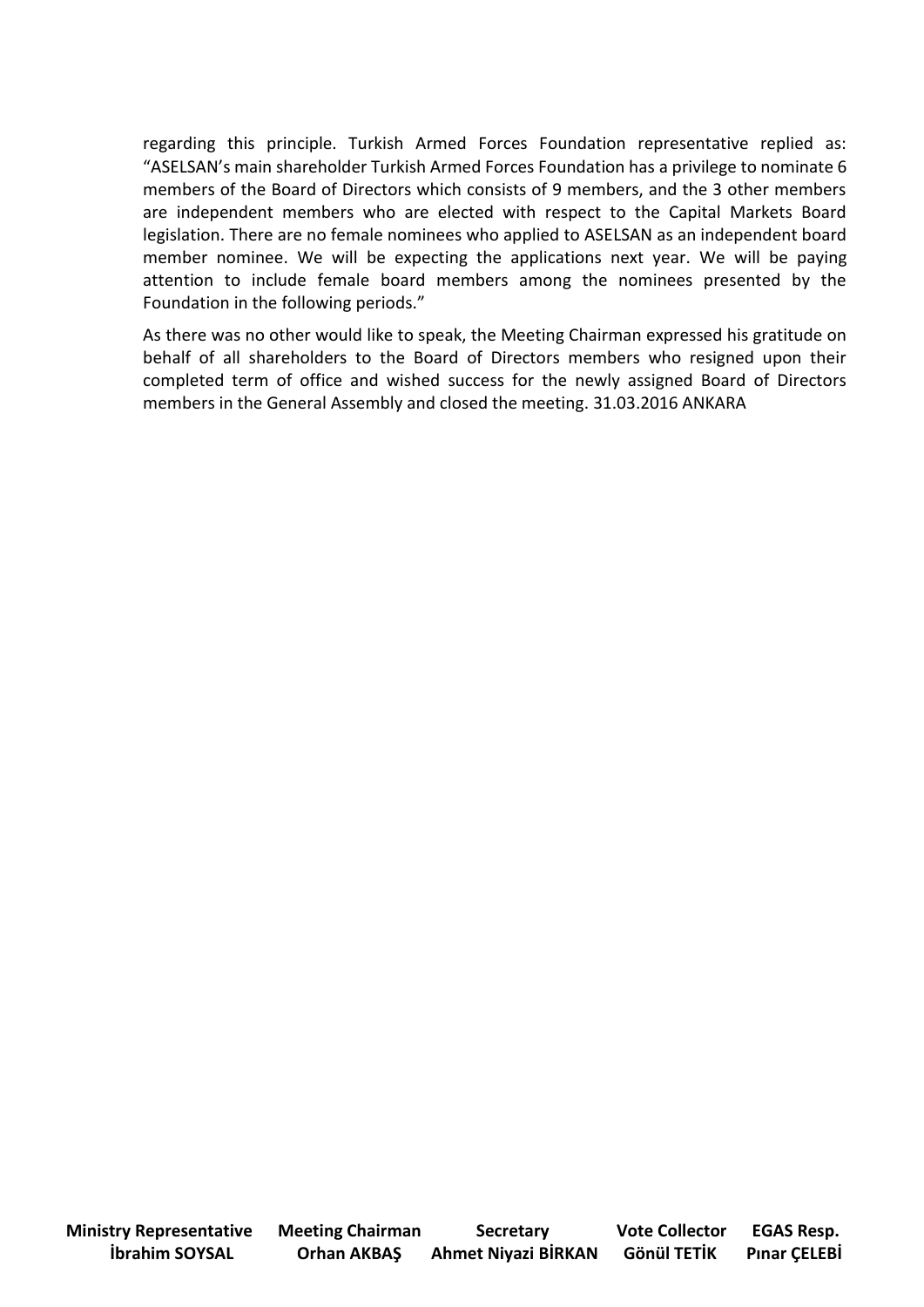regarding this principle. Turkish Armed Forces Foundation representative replied as: “ASELSAN’s main shareholder Turkish Armed Forces Foundation has a privilege to nominate 6 members of the Board of Directors which consists of 9 members, and the 3 other members are independent members who are elected with respect to the Capital Markets Board legislation. There are no female nominees who applied to ASELSAN as an independent board member nominee. We will be expecting the applications next year. We will be paying attention to include female board members among the nominees presented by the Foundation in the following periods.”

As there was no other would like to speak, the Meeting Chairman expressed his gratitude on behalf of all shareholders to the Board of Directors members who resigned upon their completed term of office and wished success for the newly assigned Board of Directors members in the General Assembly and closed the meeting. 31.03.2016 ANKARA

| **Ministry Representative** | **Meeting Chairman** | **Secretary** | **Vote Collector** | **EGAS Resp.** |
|---|---|---|---|---|
| **İbrahim SOYSAL** | **Orhan AKBAŞ** | **Ahmet Niyazi BİRKAN** | **Gönül TETİK** | **Pınar ÇELEBİ** |